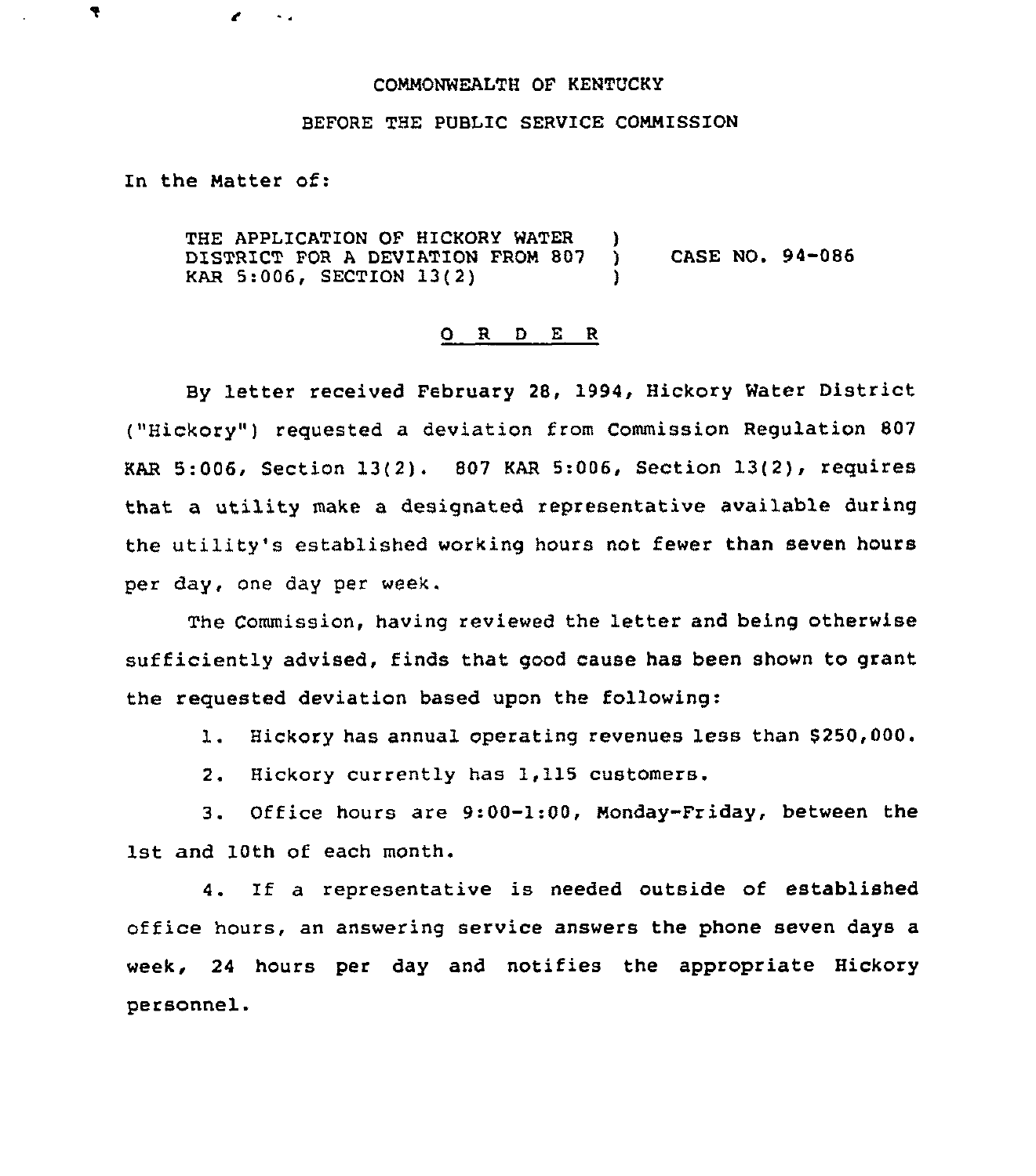COMMONWEALTH OF KENTUCKY

BEFORE THE PUBLIC SERVICE COMMISSION

In the Matter of:

THE APPLICATION OF HICKORY WATER DISTRICT FOR A DEVIATION FROM 807 KAR 5:006, SECTION 13(2) ) ) CASE NO. 94-086 )

## O R D E R

By letter received February 28, 1994, Hickory Water District ("Hickory") requested a deviation from Commission Regulation 807 KAR 5:006, Section 13(2). 807 KAR 5:006, Section 13(2), requires that a utility make a designated representative available during the utility's established working hours not fewer than seven hours per day, one day per week.

The Commission, having reviewed the letter and being otherwise sufficiently advised, finds that good cause has been shown to grant the requested deviation based upon the following:

1. Hickory has annual operating revenues less than $250,000.

2. Hickory currently has 1,115 customers.

3. Office hours are 9:00-1:00, Monday-Friday, between the 1st and 10th of each month.

4. If a representative is needed outside of established office hours, an answering service answers the phone seven days a week, 24 hours per day and notifies the appropriate Hickory personnel.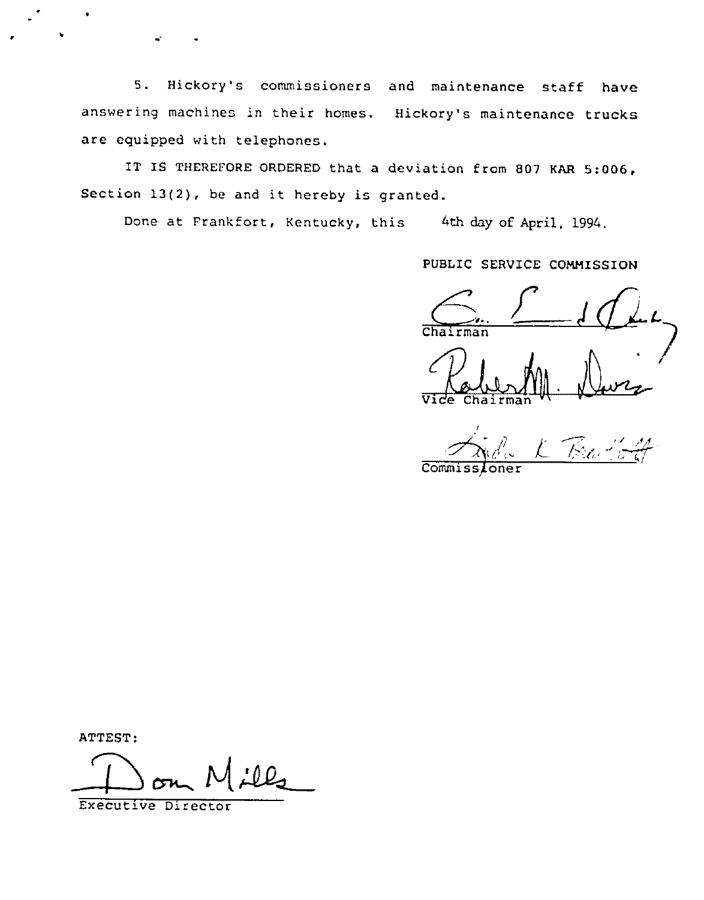5. Hickory's commissioners and maintenance staff have answering machines in their homes. Hickory's maintenance trucks are equipped with telephones.

IT IS THEREFORE ORDERED that a deviation from 807 KAR 5:006, Section 13(2), be and it hereby is granted.

Done at Frankfort, Kentucky, this 4th day of April, 1994.

PUBLIC SERVICE COMMISSION

Chairman

Vice Chairman

Commissioner

ATTEST:

Executive Director